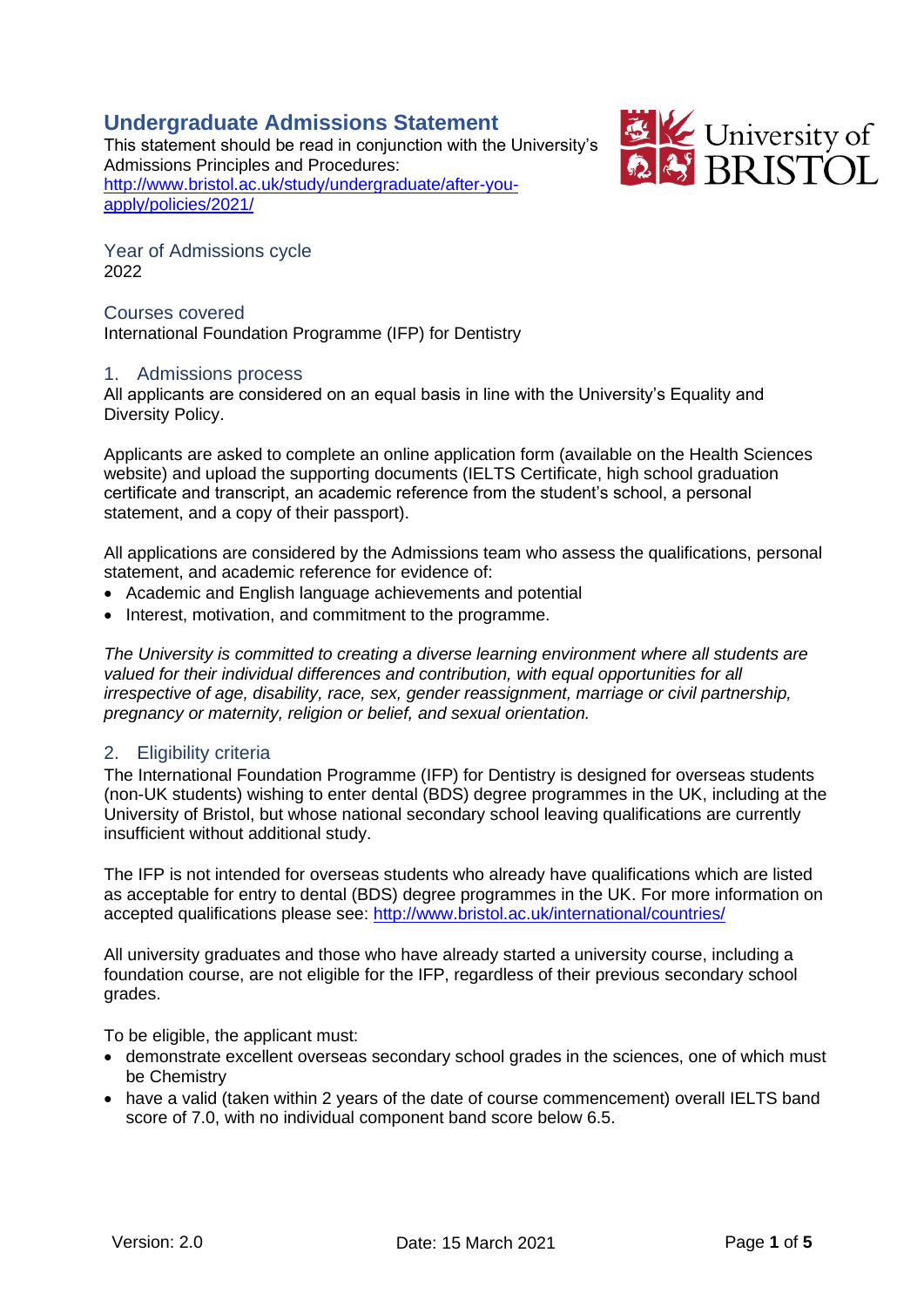# Undergraduate Admissions Statement

This statement should be read in conjunction with the University's Admissions Principles and Procedures: [http://www.bristol.ac.uk/study/undergraduate/after-you-apply/policies/2021/](http://www.bristol.ac.uk/study/undergraduate/after-you-apply/policies/2021/)

## Year of Admissions cycle

2022

## Courses covered

International Foundation Programme (IFP) for Dentistry

## 1. Admissions process

All applicants are considered on an equal basis in line with the University's Equality and Diversity Policy.

Applicants are asked to complete an online application form (available on the Health Sciences website) and upload the supporting documents (IELTS Certificate, high school graduation certificate and transcript, an academic reference from the student's school, a personal statement, and a copy of their passport).

All applications are considered by the Admissions team who assess the qualifications, personal statement, and academic reference for evidence of:

- Academic and English language achievements and potential
- Interest, motivation, and commitment to the programme.

*The University is committed to creating a diverse learning environment where all students are valued for their individual differences and contribution, with equal opportunities for all irrespective of age, disability, race, sex, gender reassignment, marriage or civil partnership, pregnancy or maternity, religion or belief, and sexual orientation.*

## 2. Eligibility criteria

The International Foundation Programme (IFP) for Dentistry is designed for overseas students (non-UK students) wishing to enter dental (BDS) degree programmes in the UK, including at the University of Bristol, but whose national secondary school leaving qualifications are currently insufficient without additional study.

The IFP is not intended for overseas students who already have qualifications which are listed as acceptable for entry to dental (BDS) degree programmes in the UK. For more information on accepted qualifications please see: [http://www.bristol.ac.uk/international/countries/](http://www.bristol.ac.uk/international/countries/)

All university graduates and those who have already started a university course, including a foundation course, are not eligible for the IFP, regardless of their previous secondary school grades.

To be eligible, the applicant must:

- demonstrate excellent overseas secondary school grades in the sciences, one of which must be Chemistry
- have a valid (taken within 2 years of the date of course commencement) overall IELTS band score of 7.0, with no individual component band score below 6.5.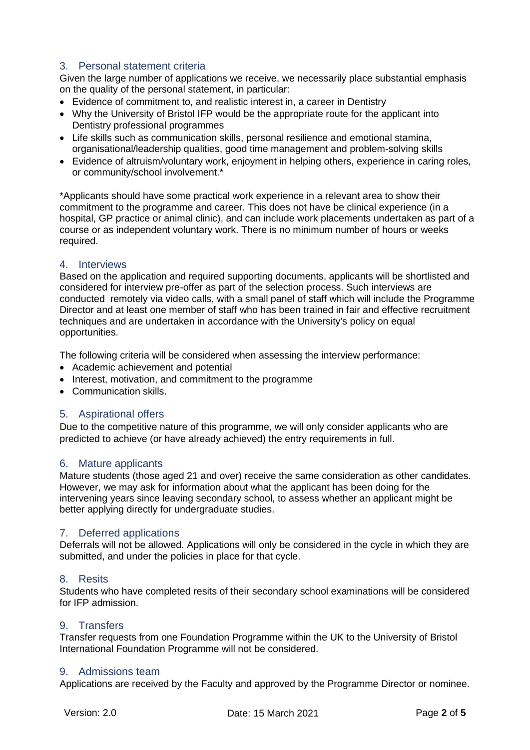## 3. Personal statement criteria

Given the large number of applications we receive, we necessarily place substantial emphasis on the quality of the personal statement, in particular:

- Evidence of commitment to, and realistic interest in, a career in Dentistry
- Why the University of Bristol IFP would be the appropriate route for the applicant into Dentistry professional programmes
- Life skills such as communication skills, personal resilience and emotional stamina, organisational/leadership qualities, good time management and problem-solving skills
- Evidence of altruism/voluntary work, enjoyment in helping others, experience in caring roles, or community/school involvement.*

*Applicants should have some practical work experience in a relevant area to show their commitment to the programme and career. This does not have be clinical experience (in a hospital, GP practice or animal clinic), and can include work placements undertaken as part of a course or as independent voluntary work. There is no minimum number of hours or weeks required.

## 4. Interviews

Based on the application and required supporting documents, applicants will be shortlisted and considered for interview pre-offer as part of the selection process. Such interviews are conducted remotely via video calls, with a small panel of staff which will include the Programme Director and at least one member of staff who has been trained in fair and effective recruitment techniques and are undertaken in accordance with the University's policy on equal opportunities.

The following criteria will be considered when assessing the interview performance:

- Academic achievement and potential
- Interest, motivation, and commitment to the programme
- Communication skills.

## 5. Aspirational offers

Due to the competitive nature of this programme, we will only consider applicants who are predicted to achieve (or have already achieved) the entry requirements in full.

## 6. Mature applicants

Mature students (those aged 21 and over) receive the same consideration as other candidates. However, we may ask for information about what the applicant has been doing for the intervening years since leaving secondary school, to assess whether an applicant might be better applying directly for undergraduate studies.

## 7. Deferred applications

Deferrals will not be allowed. Applications will only be considered in the cycle in which they are submitted, and under the policies in place for that cycle.

## 8. Resits

Students who have completed resits of their secondary school examinations will be considered for IFP admission.

## 9. Transfers

Transfer requests from one Foundation Programme within the UK to the University of Bristol International Foundation Programme will not be considered.

## 9. Admissions team

Applications are received by the Faculty and approved by the Programme Director or nominee.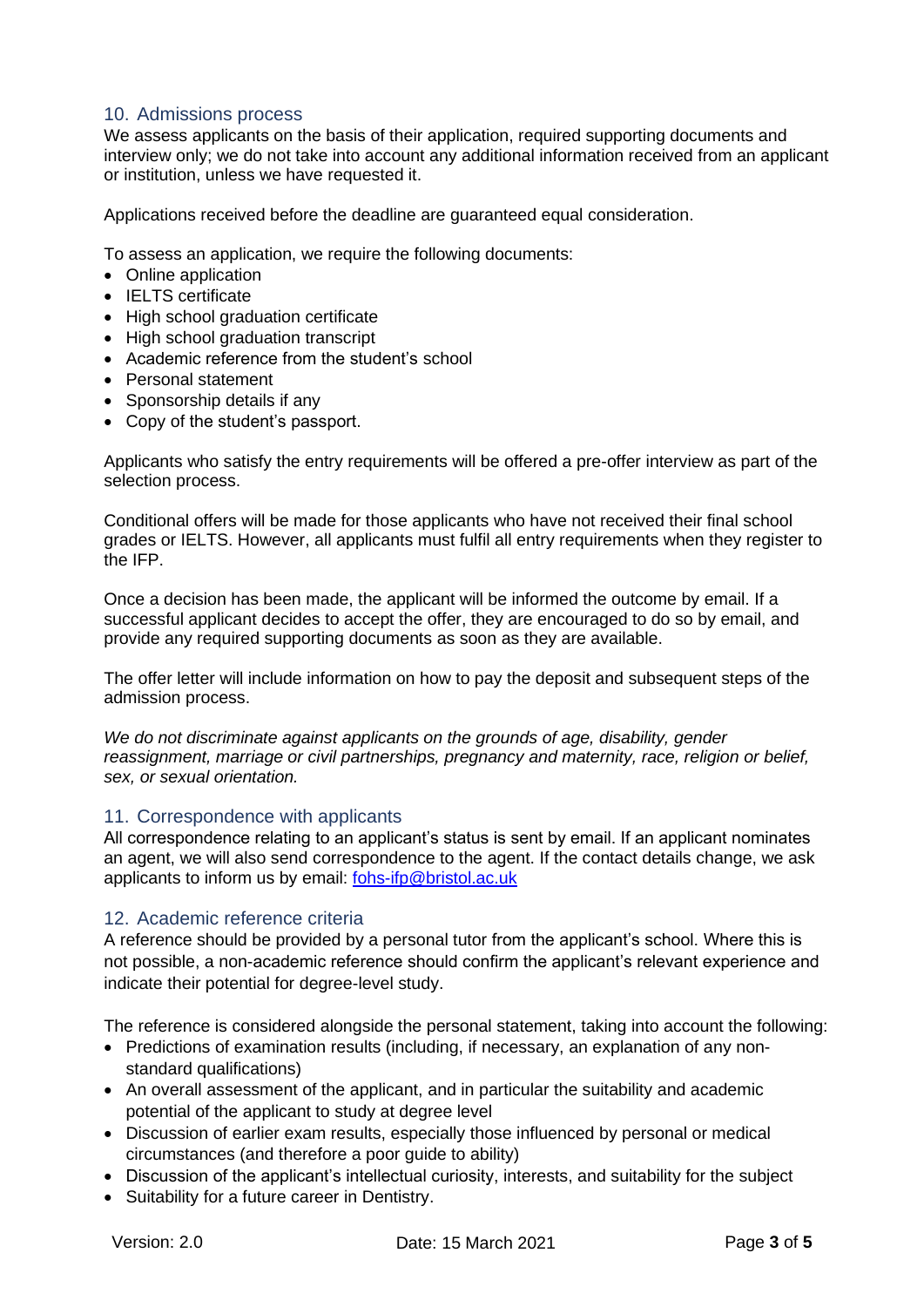## 10. Admissions process

We assess applicants on the basis of their application, required supporting documents and interview only; we do not take into account any additional information received from an applicant or institution, unless we have requested it.

Applications received before the deadline are guaranteed equal consideration.

To assess an application, we require the following documents:

- Online application
- IELTS certificate
- High school graduation certificate
- High school graduation transcript
- Academic reference from the student's school
- Personal statement
- Sponsorship details if any
- Copy of the student's passport.

Applicants who satisfy the entry requirements will be offered a pre-offer interview as part of the selection process.

Conditional offers will be made for those applicants who have not received their final school grades or IELTS. However, all applicants must fulfil all entry requirements when they register to the IFP.

Once a decision has been made, the applicant will be informed the outcome by email. If a successful applicant decides to accept the offer, they are encouraged to do so by email, and provide any required supporting documents as soon as they are available.

The offer letter will include information on how to pay the deposit and subsequent steps of the admission process.

*We do not discriminate against applicants on the grounds of age, disability, gender reassignment, marriage or civil partnerships, pregnancy and maternity, race, religion or belief, sex, or sexual orientation.*

## 11. Correspondence with applicants

All correspondence relating to an applicant's status is sent by email. If an applicant nominates an agent, we will also send correspondence to the agent. If the contact details change, we ask applicants to inform us by email: [fohs-ifp@bristol.ac.uk](mailto:fohs-ifp@bristol.ac.uk)

## 12. Academic reference criteria

A reference should be provided by a personal tutor from the applicant's school. Where this is not possible, a non-academic reference should confirm the applicant's relevant experience and indicate their potential for degree-level study.

The reference is considered alongside the personal statement, taking into account the following:

- Predictions of examination results (including, if necessary, an explanation of any non-standard qualifications)
- An overall assessment of the applicant, and in particular the suitability and academic potential of the applicant to study at degree level
- Discussion of earlier exam results, especially those influenced by personal or medical circumstances (and therefore a poor guide to ability)
- Discussion of the applicant's intellectual curiosity, interests, and suitability for the subject
- Suitability for a future career in Dentistry.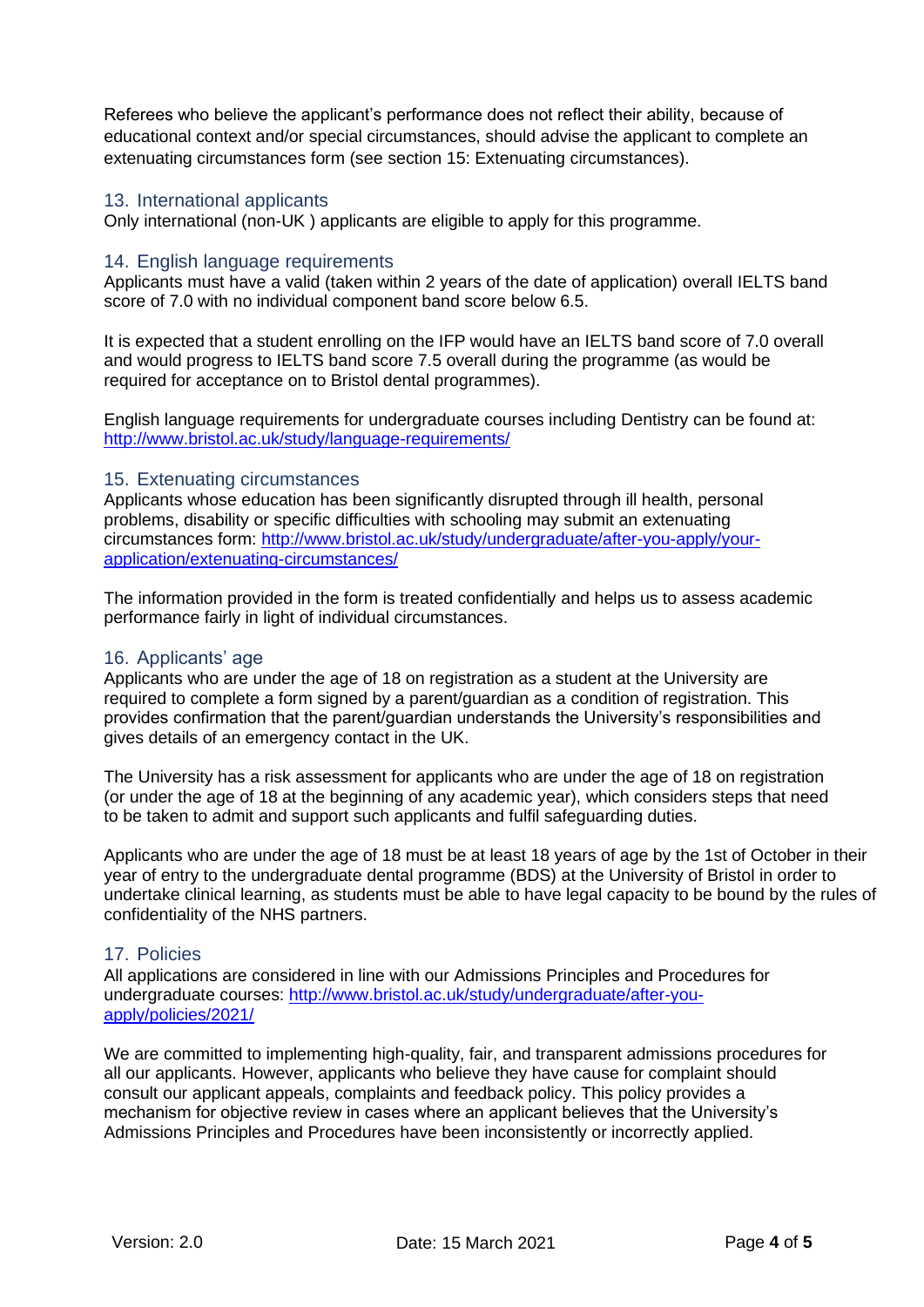Referees who believe the applicant's performance does not reflect their ability, because of educational context and/or special circumstances, should advise the applicant to complete an extenuating circumstances form (see section 15: Extenuating circumstances).

## 13. International applicants

Only international (non-UK ) applicants are eligible to apply for this programme.

## 14. English language requirements

Applicants must have a valid (taken within 2 years of the date of application) overall IELTS band score of 7.0 with no individual component band score below 6.5.

It is expected that a student enrolling on the IFP would have an IELTS band score of 7.0 overall and would progress to IELTS band score 7.5 overall during the programme (as would be required for acceptance on to Bristol dental programmes).

English language requirements for undergraduate courses including Dentistry can be found at: [http://www.bristol.ac.uk/study/language-requirements/](http://www.bristol.ac.uk/study/language-requirements/)

## 15. Extenuating circumstances

Applicants whose education has been significantly disrupted through ill health, personal problems, disability or specific difficulties with schooling may submit an extenuating circumstances form: [http://www.bristol.ac.uk/study/undergraduate/after-you-apply/your-application/extenuating-circumstances/](http://www.bristol.ac.uk/study/undergraduate/after-you-apply/your-application/extenuating-circumstances/)

The information provided in the form is treated confidentially and helps us to assess academic performance fairly in light of individual circumstances.

## 16. Applicants' age

Applicants who are under the age of 18 on registration as a student at the University are required to complete a form signed by a parent/guardian as a condition of registration. This provides confirmation that the parent/guardian understands the University's responsibilities and gives details of an emergency contact in the UK.

The University has a risk assessment for applicants who are under the age of 18 on registration (or under the age of 18 at the beginning of any academic year), which considers steps that need to be taken to admit and support such applicants and fulfil safeguarding duties.

Applicants who are under the age of 18 must be at least 18 years of age by the 1st of October in their year of entry to the undergraduate dental programme (BDS) at the University of Bristol in order to undertake clinical learning, as students must be able to have legal capacity to be bound by the rules of confidentiality of the NHS partners.

## 17. Policies

All applications are considered in line with our Admissions Principles and Procedures for undergraduate courses: [http://www.bristol.ac.uk/study/undergraduate/after-you-apply/policies/2021/](http://www.bristol.ac.uk/study/undergraduate/after-you-apply/policies/2021/)

We are committed to implementing high-quality, fair, and transparent admissions procedures for all our applicants. However, applicants who believe they have cause for complaint should consult our applicant appeals, complaints and feedback policy. This policy provides a mechanism for objective review in cases where an applicant believes that the University's Admissions Principles and Procedures have been inconsistently or incorrectly applied.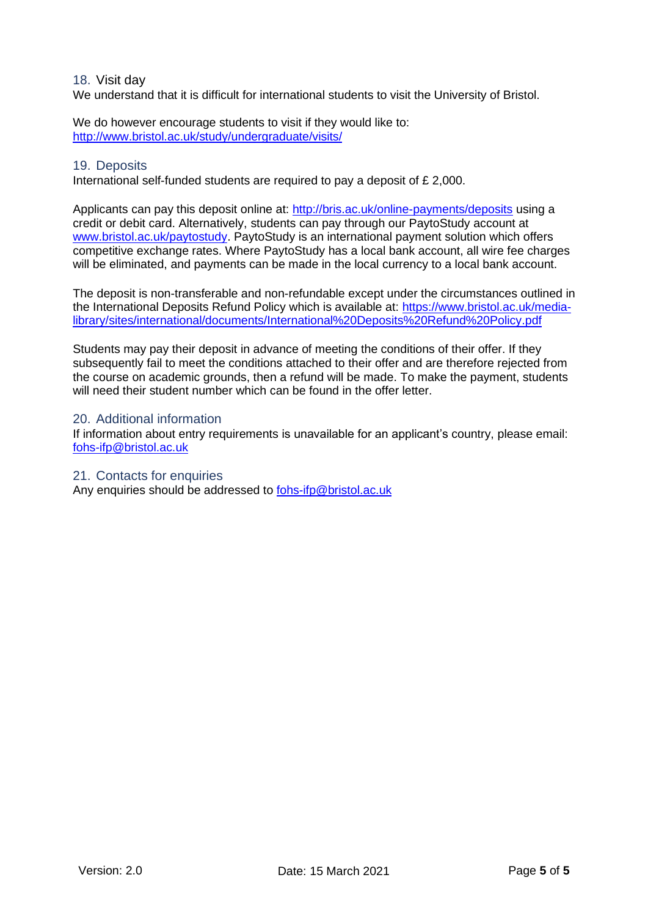## 18. Visit day

We understand that it is difficult for international students to visit the University of Bristol.

We do however encourage students to visit if they would like to: http://www.bristol.ac.uk/study/undergraduate/visits/

## 19. Deposits

International self-funded students are required to pay a deposit of £ 2,000.

Applicants can pay this deposit online at: http://bris.ac.uk/online-payments/deposits using a credit or debit card. Alternatively, students can pay through our PaytoStudy account at www.bristol.ac.uk/paytostudy. PaytoStudy is an international payment solution which offers competitive exchange rates. Where PaytoStudy has a local bank account, all wire fee charges will be eliminated, and payments can be made in the local currency to a local bank account.

The deposit is non-transferable and non-refundable except under the circumstances outlined in the International Deposits Refund Policy which is available at: https://www.bristol.ac.uk/media-library/sites/international/documents/International%20Deposits%20Refund%20Policy.pdf

Students may pay their deposit in advance of meeting the conditions of their offer. If they subsequently fail to meet the conditions attached to their offer and are therefore rejected from the course on academic grounds, then a refund will be made. To make the payment, students will need their student number which can be found in the offer letter.

## 20. Additional information

If information about entry requirements is unavailable for an applicant's country, please email: fohs-ifp@bristol.ac.uk

## 21. Contacts for enquiries

Any enquiries should be addressed to fohs-ifp@bristol.ac.uk

Version: 2.0 Date: 15 March 2021